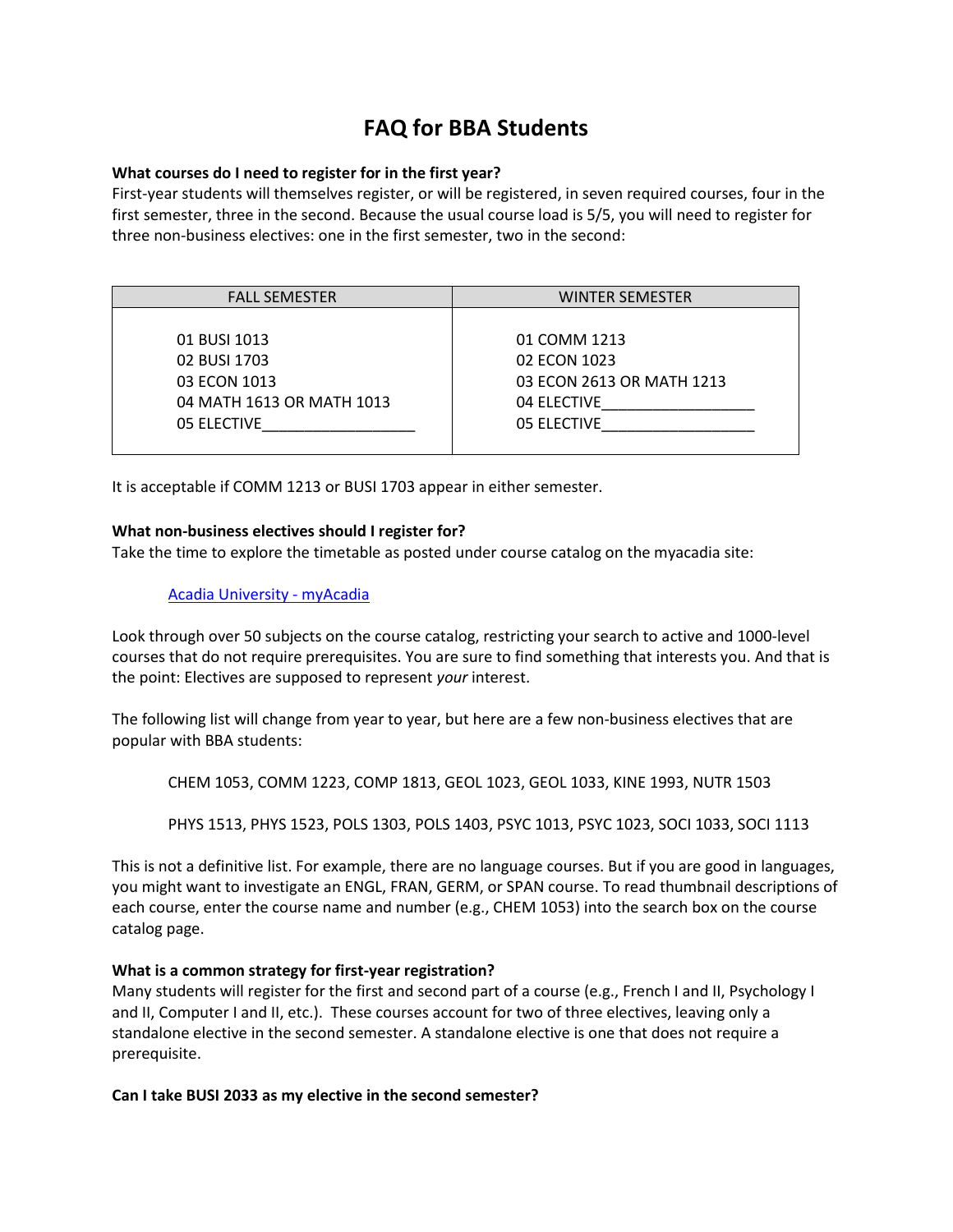# FAQ for BBA Students

**What courses do I need to register for in the first year?**
First-year students will themselves register, or will be registered, in seven required courses, four in the first semester, three in the second. Because the usual course load is 5/5, you will need to register for three non-business electives: one in the first semester, two in the second:

| FALL SEMESTER | WINTER SEMESTER |
|---|---|
| 01 BUSI 1013 | 01 COMM 1213 |
| 02 BUSI 1703 | 02 ECON 1023 |
| 03 ECON 1013 | 03 ECON 2613 OR MATH 1213 |
| 04 MATH 1613 OR MATH 1013 | 04 ELECTIVE__________________ |
| 05 ELECTIVE__________________ | 05 ELECTIVE__________________ |

It is acceptable if COMM 1213 or BUSI 1703 appear in either semester.

**What non-business electives should I register for?**
Take the time to explore the timetable as posted under course catalog on the myacadia site:

[Acadia University - myAcadia]

Look through over 50 subjects on the course catalog, restricting your search to active and 1000-level courses that do not require prerequisites. You are sure to find something that interests you. And that is the point: Electives are supposed to represent *your* interest.

The following list will change from year to year, but here are a few non-business electives that are popular with BBA students:

CHEM 1053, COMM 1223, COMP 1813, GEOL 1023, GEOL 1033, KINE 1993, NUTR 1503

PHYS 1513, PHYS 1523, POLS 1303, POLS 1403, PSYC 1013, PSYC 1023, SOCI 1033, SOCI 1113

This is not a definitive list. For example, there are no language courses. But if you are good in languages, you might want to investigate an ENGL, FRAN, GERM, or SPAN course. To read thumbnail descriptions of each course, enter the course name and number (e.g., CHEM 1053) into the search box on the course catalog page.

**What is a common strategy for first-year registration?**
Many students will register for the first and second part of a course (e.g., French I and II, Psychology I and II, Computer I and II, etc.). These courses account for two of three electives, leaving only a standalone elective in the second semester. A standalone elective is one that does not require a prerequisite.

**Can I take BUSI 2033 as my elective in the second semester?**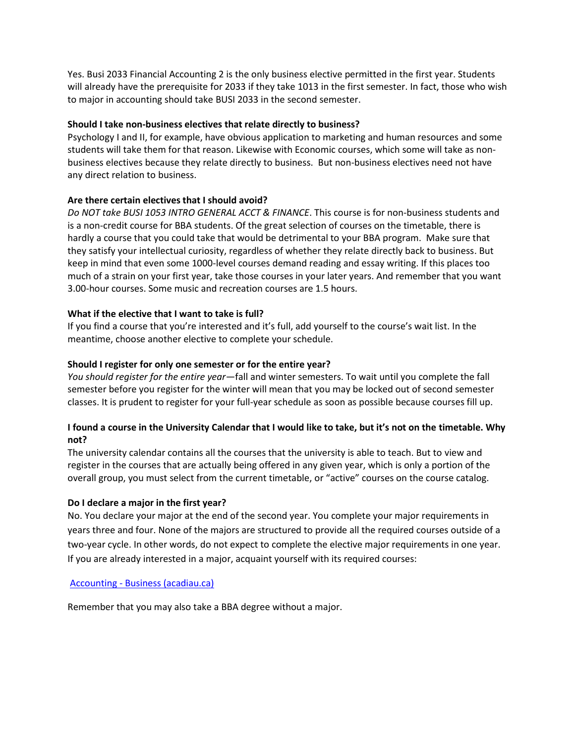Yes. Busi 2033 Financial Accounting 2 is the only business elective permitted in the first year. Students will already have the prerequisite for 2033 if they take 1013 in the first semester. In fact, those who wish to major in accounting should take BUSI 2033 in the second semester.

**Should I take non-business electives that relate directly to business?**

Psychology I and II, for example, have obvious application to marketing and human resources and some students will take them for that reason. Likewise with Economic courses, which some will take as non-business electives because they relate directly to business. But non-business electives need not have any direct relation to business.

**Are there certain electives that I should avoid?**

*Do NOT take BUSI 1053 INTRO GENERAL ACCT & FINANCE*. This course is for non-business students and is a non-credit course for BBA students. Of the great selection of courses on the timetable, there is hardly a course that you could take that would be detrimental to your BBA program. Make sure that they satisfy your intellectual curiosity, regardless of whether they relate directly back to business. But keep in mind that even some 1000-level courses demand reading and essay writing. If this places too much of a strain on your first year, take those courses in your later years. And remember that you want 3.00-hour courses. Some music and recreation courses are 1.5 hours.

**What if the elective that I want to take is full?**

If you find a course that you're interested and it's full, add yourself to the course's wait list. In the meantime, choose another elective to complete your schedule.

**Should I register for only one semester or for the entire year?**

*You should register for the entire year*—fall and winter semesters. To wait until you complete the fall semester before you register for the winter will mean that you may be locked out of second semester classes. It is prudent to register for your full-year schedule as soon as possible because courses fill up.

**I found a course in the University Calendar that I would like to take, but it's not on the timetable. Why not?**

The university calendar contains all the courses that the university is able to teach. But to view and register in the courses that are actually being offered in any given year, which is only a portion of the overall group, you must select from the current timetable, or "active" courses on the course catalog.

**Do I declare a major in the first year?**

No. You declare your major at the end of the second year. You complete your major requirements in years three and four. None of the majors are structured to provide all the required courses outside of a two-year cycle. In other words, do not expect to complete the elective major requirements in one year. If you are already interested in a major, acquaint yourself with its required courses:

[Accounting - Business (acadiau.ca)]

Remember that you may also take a BBA degree without a major.